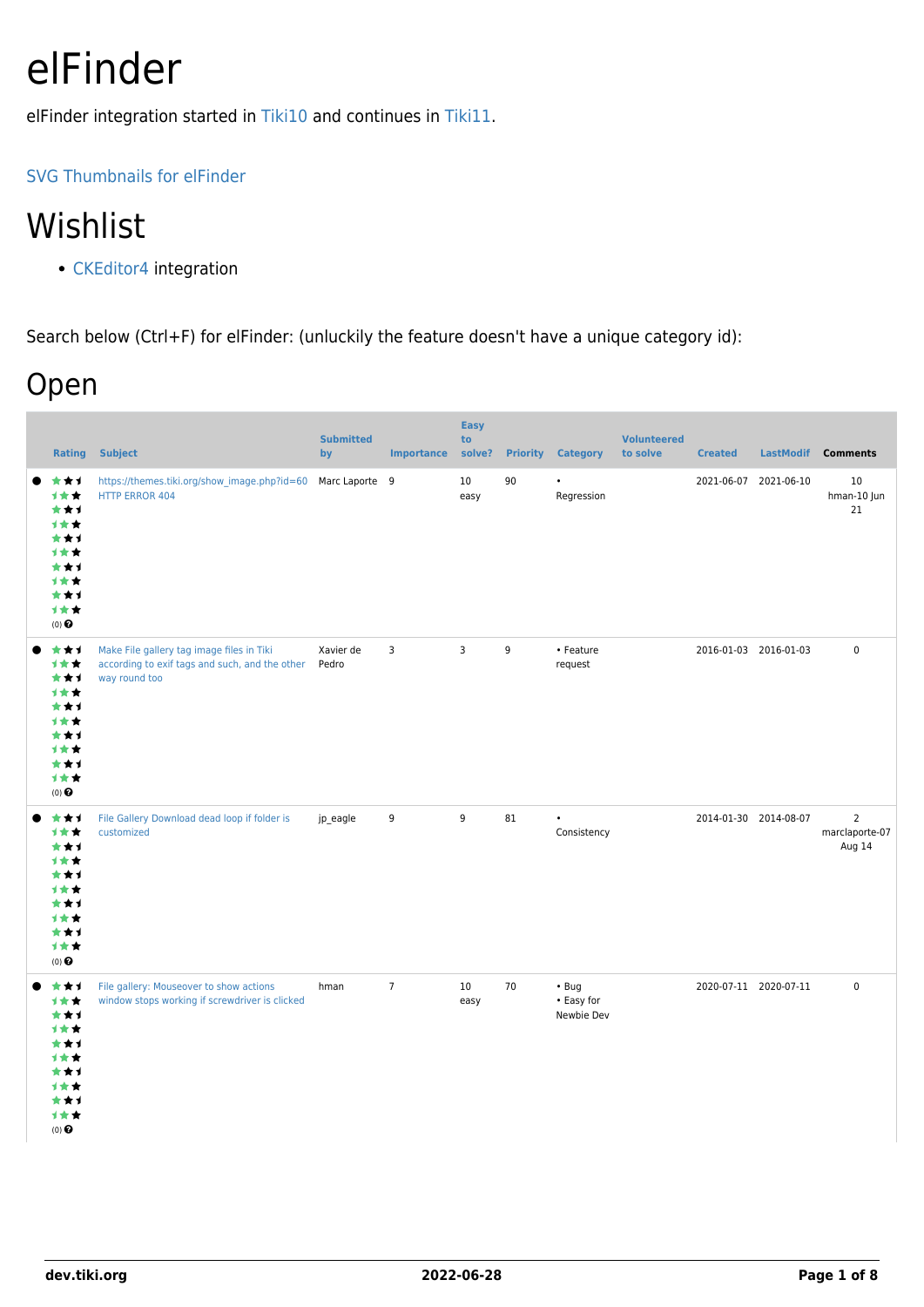# elFinder

elFinder integration started in Tiki10 and continues in Tiki11.

SVG Thumbnails for elFinder

# Wishlist

- CKEditor4 integration

Search below (Ctrl+F) for elFinder: (unluckily the feature doesn't have a unique category id):

# Open

| | Rating | Subject | Submitted by | Importance | Easy to solve? | Priority | Category | Volunteered to solve | Created | LastModif | Comments |
|---|---|---|---|---|---|---|---|---|---|---|---|
| ● | (0) | https://themes.tiki.org/show_image.php?id=60 HTTP ERROR 404 | Marc Laporte | 9 | 10 easy | 90 | • Regression | | 2021-06-07 | 2021-06-10 | 10 hman-10 Jun 21 |
| ● | (0) | Make File gallery tag image files in Tiki according to exif tags and such, and the other way round too | Xavier de Pedro | 3 | 3 | 9 | • Feature request | | 2016-01-03 | 2016-01-03 | 0 |
| ● | (0) | File Gallery Download dead loop if folder is customized | jp_eagle | 9 | 9 | 81 | • Consistency | | 2014-01-30 | 2014-08-07 | 2 marclaporte-07 Aug 14 |
| ● | (0) | File gallery: Mouseover to show actions window stops working if screwdriver is clicked | hman | 7 | 10 easy | 70 | • Bug<br>• Easy for Newbie Dev | | 2020-07-11 | 2020-07-11 | 0 |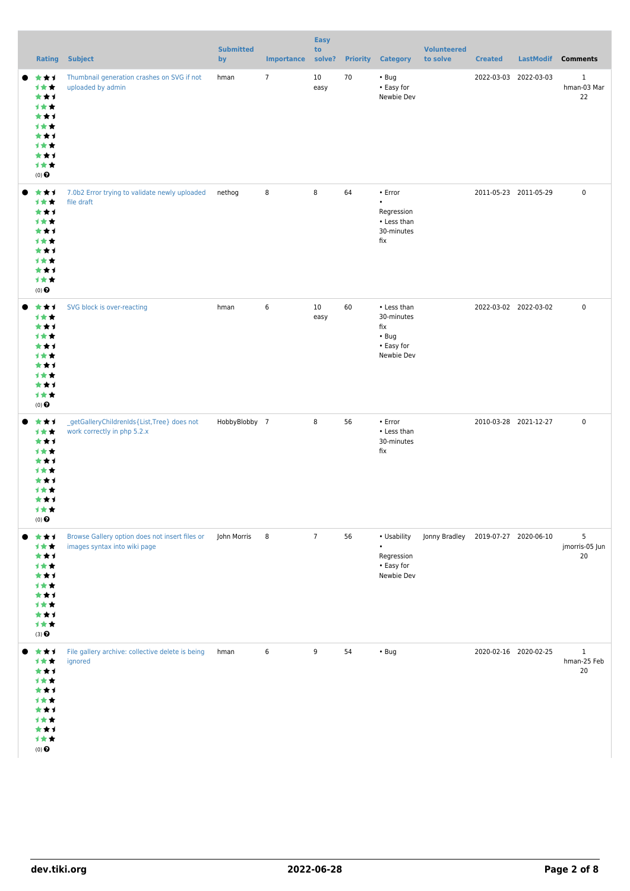| Rating | Subject | Submitted by | Importance | Easy to solve? | Priority | Category | Volunteered to solve | Created | LastModif | Comments |
|---|---|---|---|---|---|---|---|---|---|---|
| (0) | Thumbnail generation crashes on SVG if not uploaded by admin | hman | 7 | 10 easy | 70 | • Bug<br>• Easy for Newbie Dev | | 2022-03-03 | 2022-03-03 | 1<br>hman-03 Mar 22 |
| (0) | 7.0b2 Error trying to validate newly uploaded file draft | nethog | 8 | 8 | 64 | • Error<br>• Regression<br>• Less than 30-minutes fix | | 2011-05-23 | 2011-05-29 | 0 |
| (0) | SVG block is over-reacting | hman | 6 | 10 easy | 60 | • Less than 30-minutes fix<br>• Bug<br>• Easy for Newbie Dev | | 2022-03-02 | 2022-03-02 | 0 |
| (0) | _getGalleryChildrenIds{List,Tree} does not work correctly in php 5.2.x | HobbyBlobby | 7 | 8 | 56 | • Error<br>• Less than 30-minutes fix | | 2010-03-28 | 2021-12-27 | 0 |
| (3) | Browse Gallery option does not insert files or images syntax into wiki page | John Morris | 8 | 7 | 56 | • Usability<br>• Regression<br>• Easy for Newbie Dev | Jonny Bradley | 2019-07-27 | 2020-06-10 | 5<br>jmorris-05 Jun 20 |
| (0) | File gallery archive: collective delete is being ignored | hman | 6 | 9 | 54 | • Bug | | 2020-02-16 | 2020-02-25 | 1<br>hman-25 Feb 20 |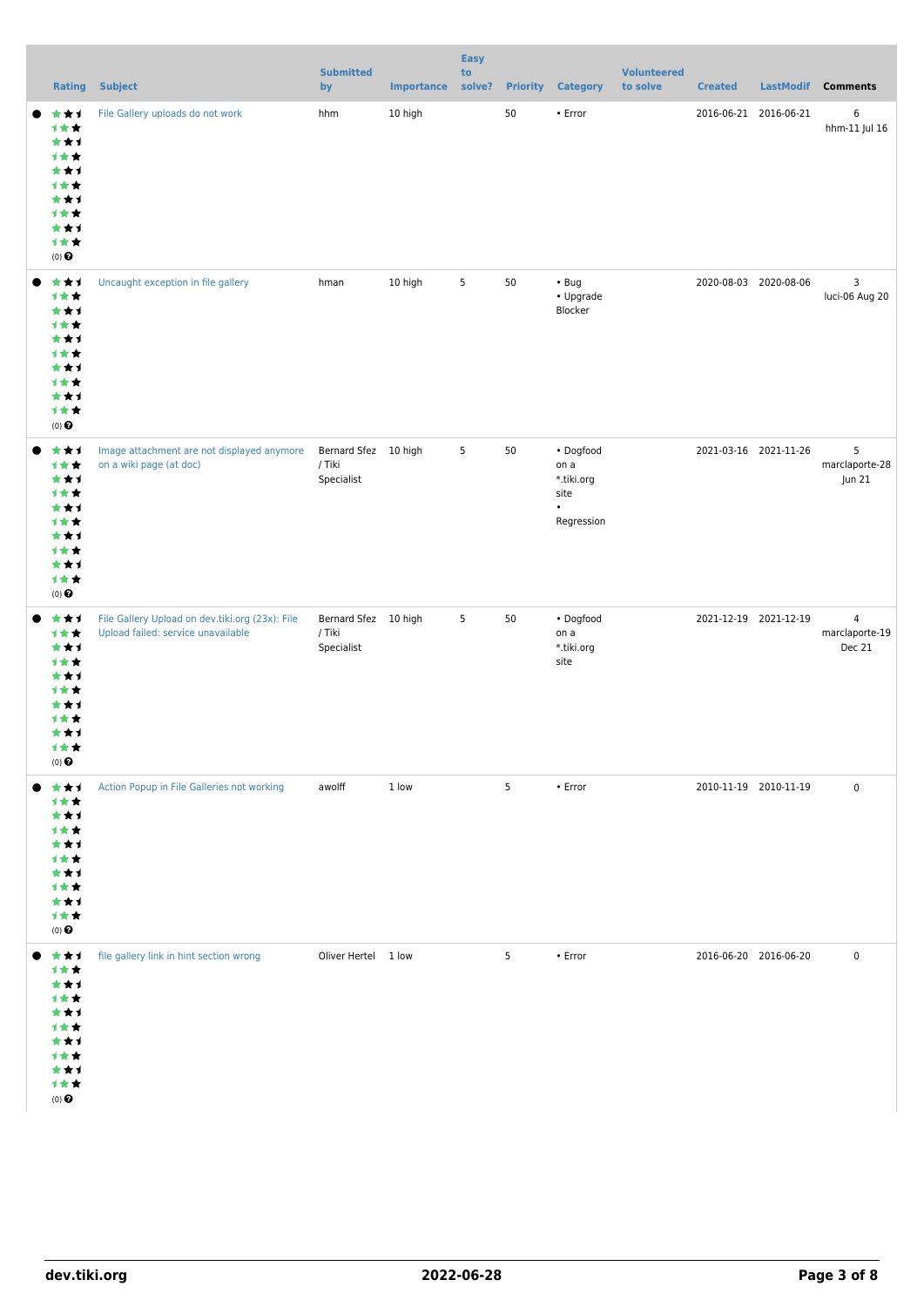| | Rating | Subject | Submitted by | Importance | Easy to solve? | Priority | Category | Volunteered to solve | Created | LastModif | Comments |
|---|---|---|---|---|---|---|---|---|---|---|---|
| ● | (0) | File Gallery uploads do not work | hhm | 10 high | | 50 | • Error | | 2016-06-21 | 2016-06-21 | 6 hhm-11 Jul 16 |
| ● | (0) | Uncaught exception in file gallery | hman | 10 high | 5 | 50 | • Bug • Upgrade Blocker | | 2020-08-03 | 2020-08-06 | 3 luci-06 Aug 20 |
| ● | (0) | Image attachment are not displayed anymore on a wiki page (at doc) | Bernard Sfez / Tiki Specialist | 10 high | 5 | 50 | • Dogfood on a *.tiki.org site • Regression | | 2021-03-16 | 2021-11-26 | 5 marclaporte-28 Jun 21 |
| ● | (0) | File Gallery Upload on dev.tiki.org (23x): File Upload failed: service unavailable | Bernard Sfez / Tiki Specialist | 10 high | 5 | 50 | • Dogfood on a *.tiki.org site | | 2021-12-19 | 2021-12-19 | 4 marclaporte-19 Dec 21 |
| ● | (0) | Action Popup in File Galleries not working | awolff | 1 low | | 5 | • Error | | 2010-11-19 | 2010-11-19 | 0 |
| ● | (0) | file gallery link in hint section wrong | Oliver Hertel | 1 low | | 5 | • Error | | 2016-06-20 | 2016-06-20 | 0 |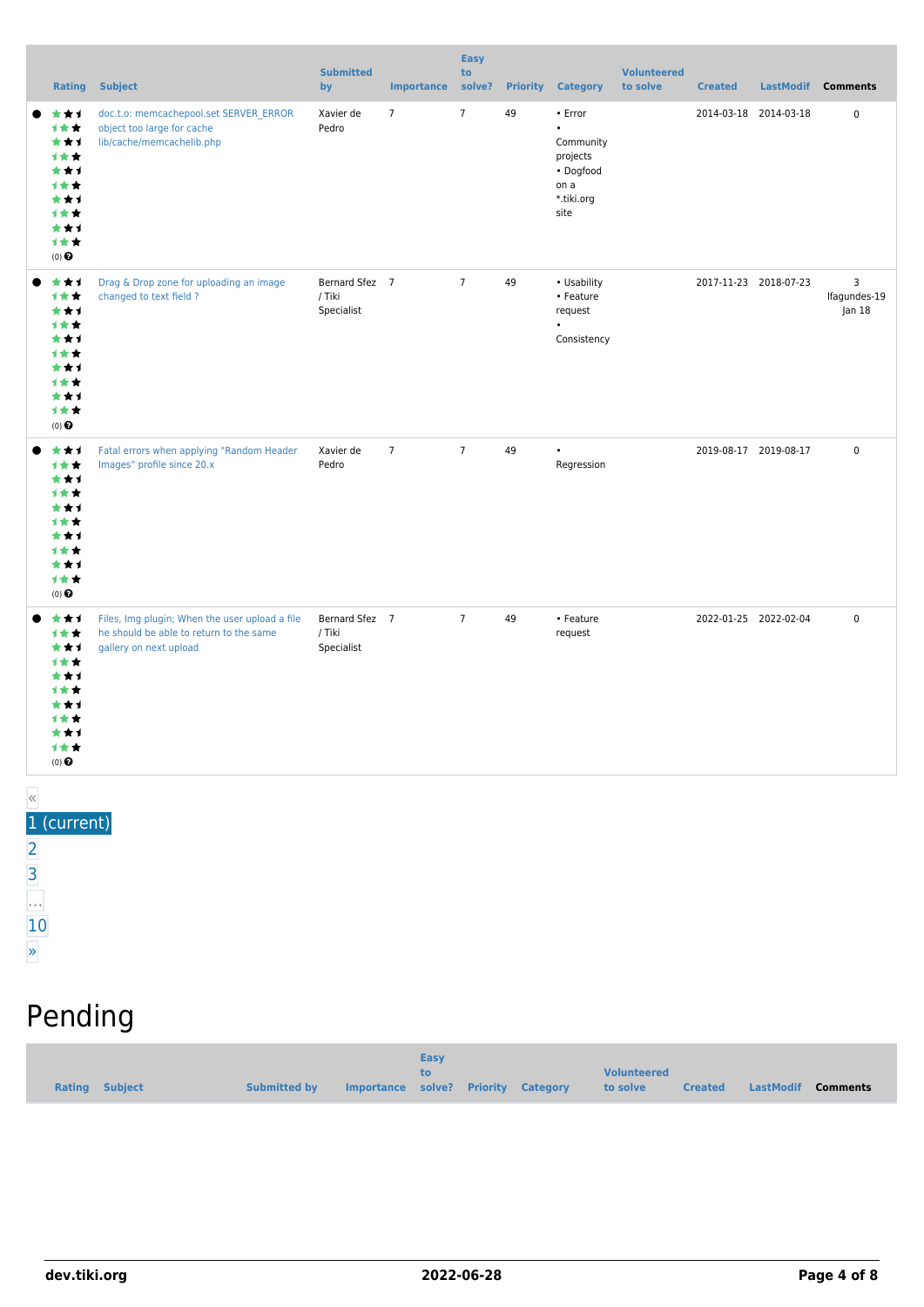| | Rating | Subject | Submitted by | Importance | Easy to solve? | Priority | Category | Volunteered to solve | Created | LastModif | Comments |
|---|---|---|---|---|---|---|---|---|---|---|---|
| ● | (0) | doc.t.o: memcachepool.set SERVER_ERROR object too large for cache lib/cache/memcachelib.php | Xavier de Pedro | 7 | 7 | 49 | • Error • Community projects • Dogfood on a *.tiki.org site | | 2014-03-18 | 2014-03-18 | 0 |
| ● | (0) | Drag & Drop zone for uploading an image changed to text field ? | Bernard Sfez / Tiki Specialist | 7 | 7 | 49 | • Usability • Feature request • Consistency | | 2017-11-23 | 2018-07-23 | 3 lfagundes-19 Jan 18 |
| ● | (0) | Fatal errors when applying "Random Header Images" profile since 20.x | Xavier de Pedro | 7 | 7 | 49 | • Regression | | 2019-08-17 | 2019-08-17 | 0 |
| ● | (0) | Files, Img plugin; When the user upload a file he should be able to return to the same gallery on next upload | Bernard Sfez / Tiki Specialist | 7 | 7 | 49 | • Feature request | | 2022-01-25 | 2022-02-04 | 0 |

«
1 (current)
2
3
…
10
»

# Pending

| Rating | Subject | Submitted by | Importance | Easy to solve? | Priority | Category | Volunteered to solve | Created | LastModif | Comments |
|---|---|---|---|---|---|---|---|---|---|---|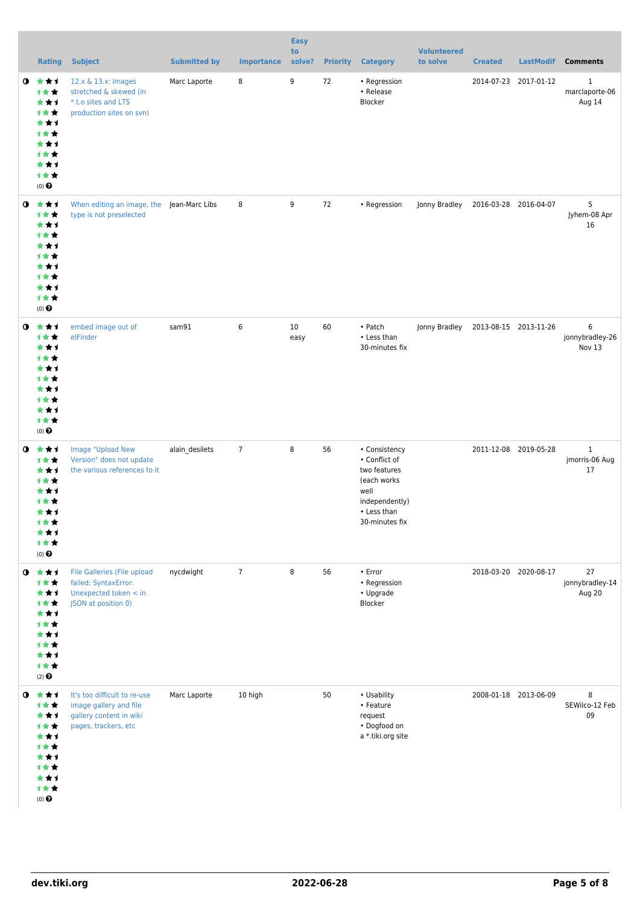| | Rating | Subject | Submitted by | Importance | Easy to solve? | Priority | Category | Volunteered to solve | Created | LastModif | Comments |
|---|---|---|---|---|---|---|---|---|---|---|---|
| | (0) | 12.x & 13.x: Images stretched & skewed (in *.t.o sites and LTS production sites on svn) | Marc Laporte | 8 | 9 | 72 | • Regression • Release Blocker | | 2014-07-23 | 2017-01-12 | 1 marclaporte-06 Aug 14 |
| | (0) | When editing an image, the type is not preselected | Jean-Marc Libs | 8 | 9 | 72 | • Regression | Jonny Bradley | 2016-03-28 | 2016-04-07 | 5 Jyhem-08 Apr 16 |
| | (0) | embed image out of elFinder | sam91 | 6 | 10 easy | 60 | • Patch • Less than 30-minutes fix | Jonny Bradley | 2013-08-15 | 2013-11-26 | 6 jonnybradley-26 Nov 13 |
| | (0) | Image "Upload New Version" does not update the various references to it | alain_desilets | 7 | 8 | 56 | • Consistency • Conflict of two features (each works well independently) • Less than 30-minutes fix | | 2011-12-08 | 2019-05-28 | 1 jmorris-06 Aug 17 |
| | (2) | File Galleries (File upload failed: SyntaxError: Unexpected token < in JSON at position 0) | nycdwight | 7 | 8 | 56 | • Error • Regression • Upgrade Blocker | | 2018-03-20 | 2020-08-17 | 27 jonnybradley-14 Aug 20 |
| | (0) | It's too difficult to re-use image gallery and file gallery content in wiki pages, trackers, etc | Marc Laporte | 10 high | | 50 | • Usability • Feature request • Dogfood on a *.tiki.org site | | 2008-01-18 | 2013-06-09 | 8 SEWilco-12 Feb 09 |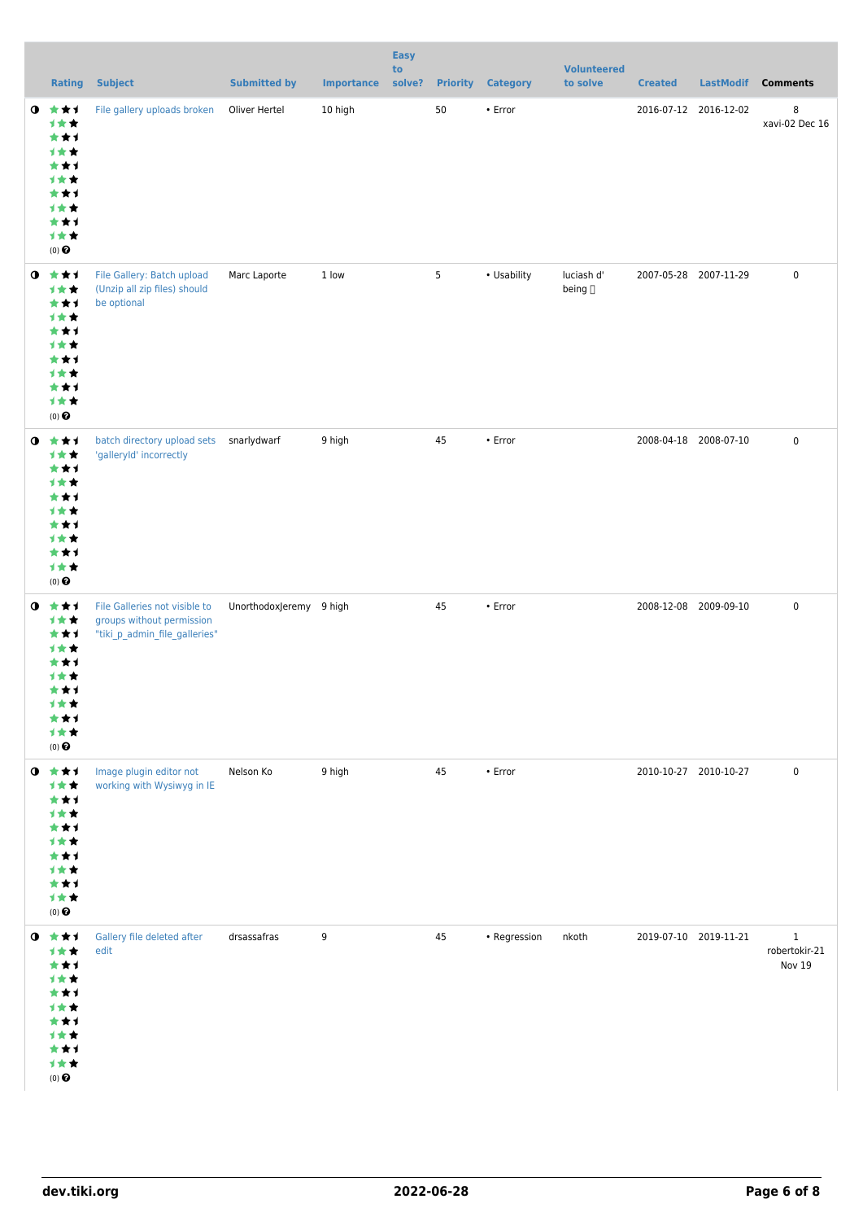| | Rating | Subject | Submitted by | Importance | Easy to solve? | Priority | Category | Volunteered to solve | Created | LastModif | Comments |
|---|---|---|---|---|---|---|---|---|---|---|---|
| | (0) | File gallery uploads broken | Oliver Hertel | 10 high | | 50 | • Error | | 2016-07-12 | 2016-12-02 | 8 xavi-02 Dec 16 |
| | (0) | File Gallery: Batch upload (Unzip all zip files) should be optional | Marc Laporte | 1 low | | 5 | • Usability | luciash d' being | 2007-05-28 | 2007-11-29 | 0 |
| | (0) | batch directory upload sets 'galleryId' incorrectly | snarlydwarf | 9 high | | 45 | • Error | | 2008-04-18 | 2008-07-10 | 0 |
| | (0) | File Galleries not visible to groups without permission "tiki_p_admin_file_galleries" | UnorthodoxJeremy | 9 high | | 45 | • Error | | 2008-12-08 | 2009-09-10 | 0 |
| | (0) | Image plugin editor not working with Wysiwyg in IE | Nelson Ko | 9 high | | 45 | • Error | | 2010-10-27 | 2010-10-27 | 0 |
| | (0) | Gallery file deleted after edit | drsassafras | 9 | | 45 | • Regression | nkoth | 2019-07-10 | 2019-11-21 | 1 robertokir-21 Nov 19 |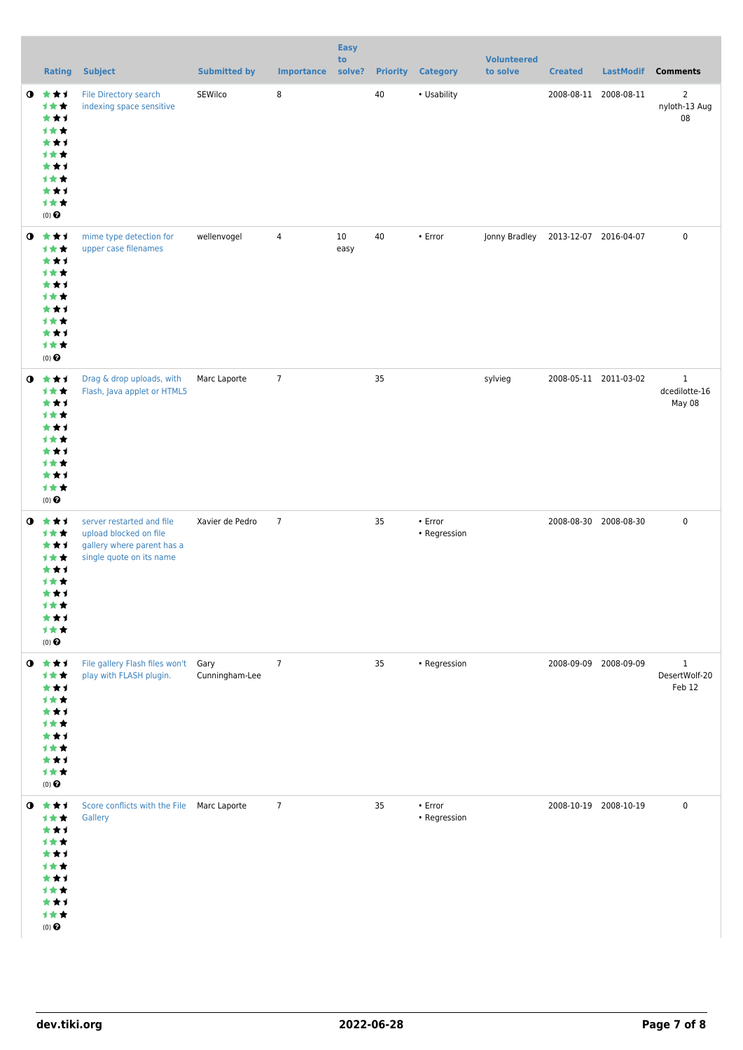|  | Rating | Subject | Submitted by | Importance | Easy to solve? | Priority | Category | Volunteered to solve | Created | LastModif | Comments |
|---|---|---|---|---|---|---|---|---|---|---|---|
|  | (0) | File Directory search indexing space sensitive | SEWilco | 8 |  | 40 | • Usability |  | 2008-08-11 | 2008-08-11 | 2 nyloth-13 Aug 08 |
|  | (0) | mime type detection for upper case filenames | wellenvogel | 4 | 10 easy | 40 | • Error | Jonny Bradley | 2013-12-07 | 2016-04-07 | 0 |
|  | (0) | Drag & drop uploads, with Flash, Java applet or HTML5 | Marc Laporte | 7 |  | 35 |  | sylvieg | 2008-05-11 | 2011-03-02 | 1 dcedilotte-16 May 08 |
|  | (0) | server restarted and file upload blocked on file gallery where parent has a single quote on its name | Xavier de Pedro | 7 |  | 35 | • Error • Regression |  | 2008-08-30 | 2008-08-30 | 0 |
|  | (0) | File gallery Flash files won't play with FLASH plugin. | Gary Cunningham-Lee | 7 |  | 35 | • Regression |  | 2008-09-09 | 2008-09-09 | 1 DesertWolf-20 Feb 12 |
|  | (0) | Score conflicts with the File Gallery | Marc Laporte | 7 |  | 35 | • Error • Regression |  | 2008-10-19 | 2008-10-19 | 0 |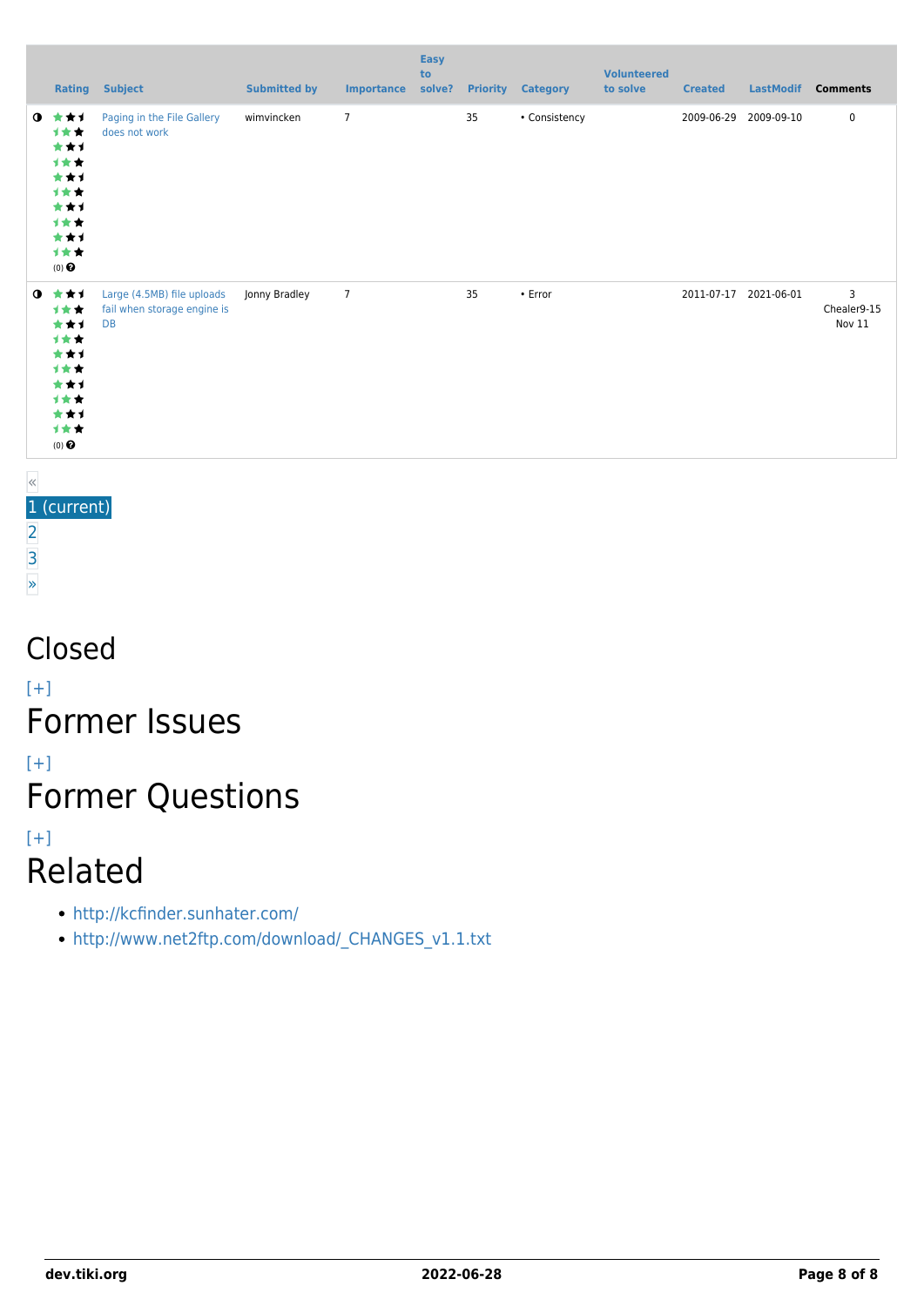| | Rating | Subject | Submitted by | Importance | Easy to solve? | Priority | Category | Volunteered to solve | Created | LastModif | Comments |
|---|---|---|---|---|---|---|---|---|---|---|---|
| | (0) | Paging in the File Gallery does not work | wimvincken | 7 | | 35 | • Consistency | | 2009-06-29 | 2009-09-10 | 0 |
| | (0) | Large (4.5MB) file uploads fail when storage engine is DB | Jonny Bradley | 7 | | 35 | • Error | | 2011-07-17 | 2021-06-01 | 3 Chealer9-15 Nov 11 |

«

1 (current)

2

3

»

# Closed

[+]

# Former Issues

[+]

# Former Questions

[+]

# Related

- http://kcfinder.sunhater.com/
- http://www.net2ftp.com/download/_CHANGES_v1.1.txt